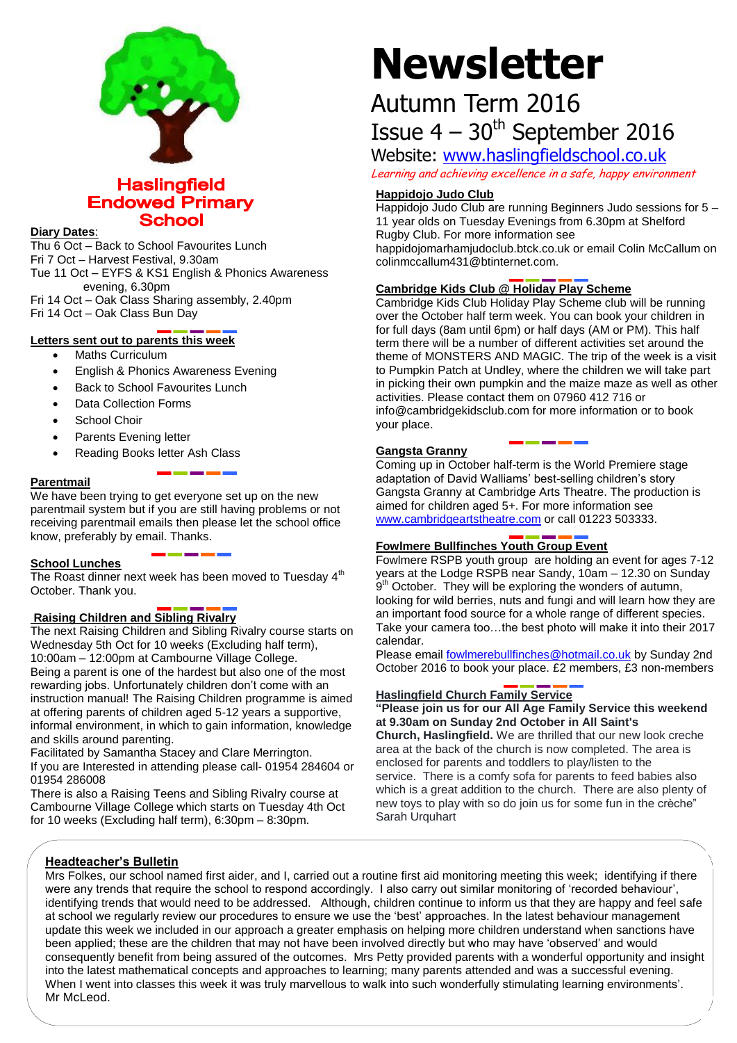# Haslingfield Endowed Primary School

# Newsletter

## Autumn Term 2016

## Issue 4 – 30th September 2016

Website: www.haslingfieldschool.co.uk

*Learning and achieving excellence in a safe, happy environment*

### Diary Dates:

Thu 6 Oct – Back to School Favourites Lunch
Fri 7 Oct – Harvest Festival, 9.30am
Tue 11 Oct – EYFS & KS1 English & Phonics Awareness evening, 6.30pm
Fri 14 Oct – Oak Class Sharing assembly, 2.40pm
Fri 14 Oct – Oak Class Bun Day

### Letters sent out to parents this week

- Maths Curriculum
- English & Phonics Awareness Evening
- Back to School Favourites Lunch
- Data Collection Forms
- School Choir
- Parents Evening letter
- Reading Books letter Ash Class

### Parentmail

We have been trying to get everyone set up on the new parentmail system but if you are still having problems or not receiving parentmail emails then please let the school office know, preferably by email. Thanks.

### School Lunches

The Roast dinner next week has been moved to Tuesday 4th October. Thank you.

### Raising Children and Sibling Rivalry

The next Raising Children and Sibling Rivalry course starts on Wednesday 5th Oct for 10 weeks (Excluding half term), 10:00am – 12:00pm at Cambourne Village College.
Being a parent is one of the hardest but also one of the most rewarding jobs. Unfortunately children don't come with an instruction manual! The Raising Children programme is aimed at offering parents of children aged 5-12 years a supportive, informal environment, in which to gain information, knowledge and skills around parenting.
Facilitated by Samantha Stacey and Clare Merrington.
If you are Interested in attending please call- 01954 284604 or 01954 286008
There is also a Raising Teens and Sibling Rivalry course at Cambourne Village College which starts on Tuesday 4th Oct for 10 weeks (Excluding half term), 6:30pm – 8:30pm.

### Happidojo Judo Club

Happidojo Judo Club are running Beginners Judo sessions for 5 – 11 year olds on Tuesday Evenings from 6.30pm at Shelford Rugby Club. For more information see happidojomarhamjudoclub.btck.co.uk or email Colin McCallum on colinmccallum431@btinternet.com.

### Cambridge Kids Club @ Holiday Play Scheme

Cambridge Kids Club Holiday Play Scheme club will be running over the October half term week. You can book your children in for full days (8am until 6pm) or half days (AM or PM). This half term there will be a number of different activities set around the theme of MONSTERS AND MAGIC. The trip of the week is a visit to Pumpkin Patch at Undley, where the children we will take part in picking their own pumpkin and the maize maze as well as other activities. Please contact them on 07960 412 716 or info@cambridgekidsclub.com for more information or to book your place.

### Gangsta Granny

Coming up in October half-term is the World Premiere stage adaptation of David Walliams' best-selling children's story Gangsta Granny at Cambridge Arts Theatre. The production is aimed for children aged 5+. For more information see www.cambridgeartstheatre.com or call 01223 503333.

### Fowlmere Bullfinches Youth Group Event

Fowlmere RSPB youth group are holding an event for ages 7-12 years at the Lodge RSPB near Sandy, 10am – 12.30 on Sunday 9th October. They will be exploring the wonders of autumn, looking for wild berries, nuts and fungi and will learn how they are an important food source for a whole range of different species. Take your camera too…the best photo will make it into their 2017 calendar.
Please email fowlmerebullfinches@hotmail.co.uk by Sunday 2nd October 2016 to book your place. £2 members, £3 non-members

### Haslingfield Church Family Service

**"Please join us for our All Age Family Service this weekend at 9.30am on Sunday 2nd October in All Saint's Church, Haslingfield.** We are thrilled that our new look creche area at the back of the church is now completed. The area is enclosed for parents and toddlers to play/listen to the service. There is a comfy sofa for parents to feed babies also which is a great addition to the church. There are also plenty of new toys to play with so do join us for some fun in the crèche" Sarah Urquhart

### Headteacher's Bulletin

Mrs Folkes, our school named first aider, and I, carried out a routine first aid monitoring meeting this week; identifying if there were any trends that require the school to respond accordingly. I also carry out similar monitoring of 'recorded behaviour', identifying trends that would need to be addressed. Although, children continue to inform us that they are happy and feel safe at school we regularly review our procedures to ensure we use the 'best' approaches. In the latest behaviour management update this week we included in our approach a greater emphasis on helping more children understand when sanctions have been applied; these are the children that may not have been involved directly but who may have 'observed' and would consequently benefit from being assured of the outcomes. Mrs Petty provided parents with a wonderful opportunity and insight into the latest mathematical concepts and approaches to learning; many parents attended and was a successful evening. When I went into classes this week it was truly marvellous to walk into such wonderfully stimulating learning environments'.
Mr McLeod.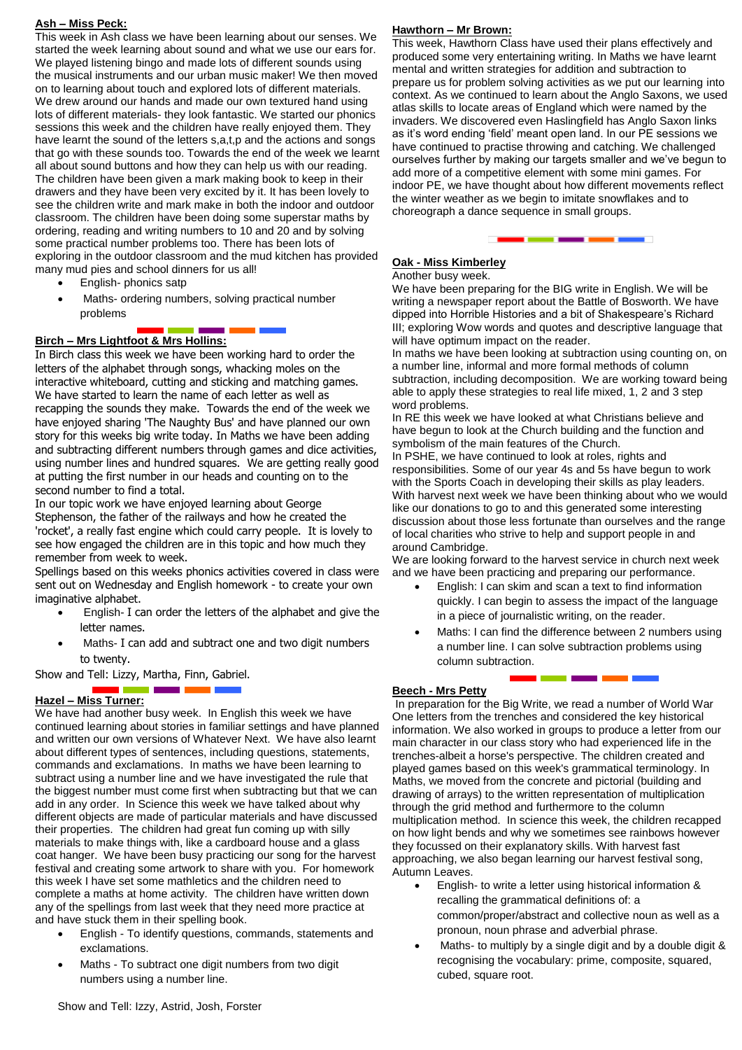**Ash – Miss Peck:**

This week in Ash class we have been learning about our senses. We started the week learning about sound and what we use our ears for. We played listening bingo and made lots of different sounds using the musical instruments and our urban music maker! We then moved on to learning about touch and explored lots of different materials. We drew around our hands and made our own textured hand using lots of different materials- they look fantastic. We started our phonics sessions this week and the children have really enjoyed them. They have learnt the sound of the letters s,a,t,p and the actions and songs that go with these sounds too. Towards the end of the week we learnt all about sound buttons and how they can help us with our reading. The children have been given a mark making book to keep in their drawers and they have been very excited by it. It has been lovely to see the children write and mark make in both the indoor and outdoor classroom. The children have been doing some superstar maths by ordering, reading and writing numbers to 10 and 20 and by solving some practical number problems too. There has been lots of exploring in the outdoor classroom and the mud kitchen has provided many mud pies and school dinners for us all!

- English- phonics satp
- Maths- ordering numbers, solving practical number problems

**Birch – Mrs Lightfoot & Mrs Hollins:**

In Birch class this week we have been working hard to order the letters of the alphabet through songs, whacking moles on the interactive whiteboard, cutting and sticking and matching games. We have started to learn the name of each letter as well as recapping the sounds they make. Towards the end of the week we have enjoyed sharing 'The Naughty Bus' and have planned our own story for this weeks big write today. In Maths we have been adding and subtracting different numbers through games and dice activities, using number lines and hundred squares. We are getting really good at putting the first number in our heads and counting on to the second number to find a total.

In our topic work we have enjoyed learning about George Stephenson, the father of the railways and how he created the 'rocket', a really fast engine which could carry people. It is lovely to see how engaged the children are in this topic and how much they remember from week to week.

Spellings based on this weeks phonics activities covered in class were sent out on Wednesday and English homework - to create your own imaginative alphabet.

- English- I can order the letters of the alphabet and give the letter names.
- Maths- I can add and subtract one and two digit numbers to twenty.

Show and Tell: Lizzy, Martha, Finn, Gabriel.

**Hazel – Miss Turner:**

We have had another busy week. In English this week we have continued learning about stories in familiar settings and have planned and written our own versions of Whatever Next. We have also learnt about different types of sentences, including questions, statements, commands and exclamations. In maths we have been learning to subtract using a number line and we have investigated the rule that the biggest number must come first when subtracting but that we can add in any order. In Science this week we have talked about why different objects are made of particular materials and have discussed their properties. The children had great fun coming up with silly materials to make things with, like a cardboard house and a glass coat hanger. We have been busy practicing our song for the harvest festival and creating some artwork to share with you. For homework this week I have set some mathletics and the children need to complete a maths at home activity. The children have written down any of the spellings from last week that they need more practice at and have stuck them in their spelling book.

- English - To identify questions, commands, statements and exclamations.
- Maths - To subtract one digit numbers from two digit numbers using a number line.

Show and Tell: Izzy, Astrid, Josh, Forster

**Hawthorn – Mr Brown:**

This week, Hawthorn Class have used their plans effectively and produced some very entertaining writing. In Maths we have learnt mental and written strategies for addition and subtraction to prepare us for problem solving activities as we put our learning into context. As we continued to learn about the Anglo Saxons, we used atlas skills to locate areas of England which were named by the invaders. We discovered even Haslingfield has Anglo Saxon links as it's word ending 'field' meant open land. In our PE sessions we have continued to practise throwing and catching. We challenged ourselves further by making our targets smaller and we've begun to add more of a competitive element with some mini games. For indoor PE, we have thought about how different movements reflect the winter weather as we begin to imitate snowflakes and to choreograph a dance sequence in small groups.

**Oak - Miss Kimberley**

Another busy week.

We have been preparing for the BIG write in English. We will be writing a newspaper report about the Battle of Bosworth. We have dipped into Horrible Histories and a bit of Shakespeare's Richard III; exploring Wow words and quotes and descriptive language that will have optimum impact on the reader.

In maths we have been looking at subtraction using counting on, on a number line, informal and more formal methods of column subtraction, including decomposition. We are working toward being able to apply these strategies to real life mixed, 1, 2 and 3 step word problems.

In RE this week we have looked at what Christians believe and have begun to look at the Church building and the function and symbolism of the main features of the Church.

In PSHE, we have continued to look at roles, rights and responsibilities. Some of our year 4s and 5s have begun to work with the Sports Coach in developing their skills as play leaders. With harvest next week we have been thinking about who we would like our donations to go to and this generated some interesting discussion about those less fortunate than ourselves and the range of local charities who strive to help and support people in and around Cambridge.

We are looking forward to the harvest service in church next week and we have been practicing and preparing our performance.

- English: I can skim and scan a text to find information quickly. I can begin to assess the impact of the language in a piece of journalistic writing, on the reader.
- Maths: I can find the difference between 2 numbers using a number line. I can solve subtraction problems using column subtraction.

**Beech - Mrs Petty**

In preparation for the Big Write, we read a number of World War One letters from the trenches and considered the key historical information. We also worked in groups to produce a letter from our main character in our class story who had experienced life in the trenches-albeit a horse's perspective. The children created and played games based on this week's grammatical terminology. In Maths, we moved from the concrete and pictorial (building and drawing of arrays) to the written representation of multiplication through the grid method and furthermore to the column multiplication method. In science this week, the children recapped on how light bends and why we sometimes see rainbows however they focussed on their explanatory skills. With harvest fast approaching, we also began learning our harvest festival song, Autumn Leaves.

- English- to write a letter using historical information & recalling the grammatical definitions of: a common/proper/abstract and collective noun as well as a pronoun, noun phrase and adverbial phrase.
- Maths- to multiply by a single digit and by a double digit & recognising the vocabulary: prime, composite, squared, cubed, square root.